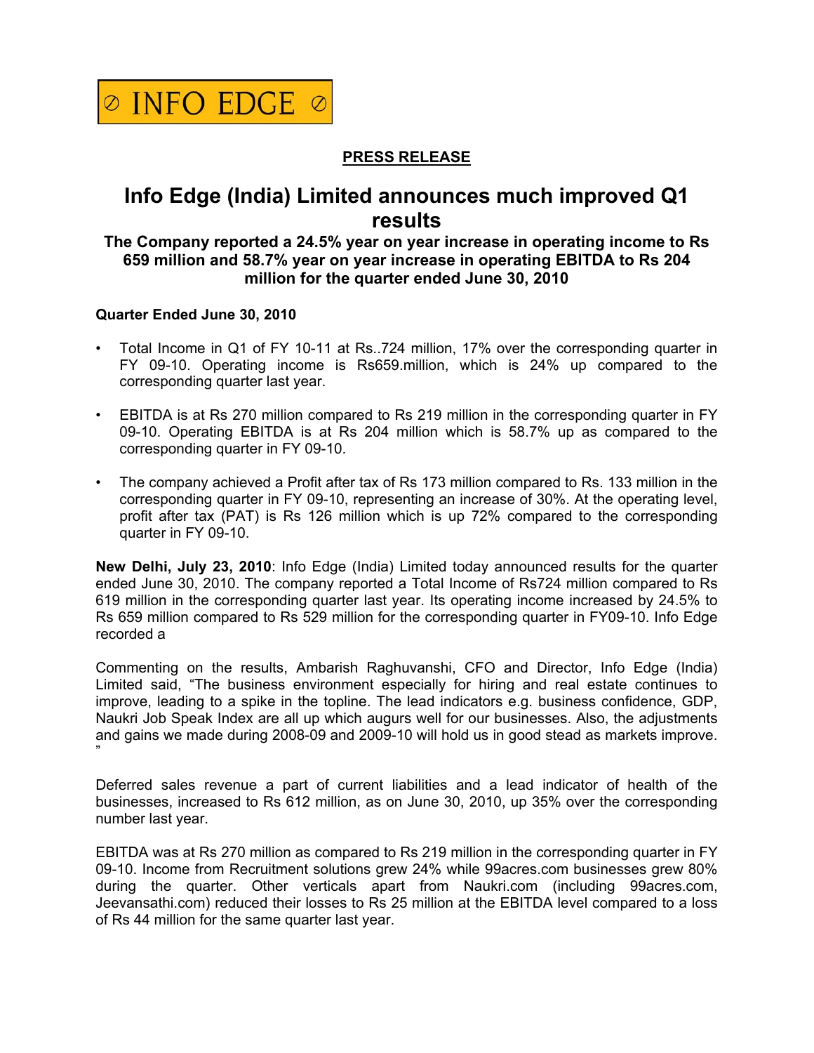INFO EDGE

**PRESS RELEASE**

# Info Edge (India) Limited announces much improved Q1 results

### The Company reported a 24.5% year on year increase in operating income to Rs 659 million and 58.7% year on year increase in operating EBITDA to Rs 204 million for the quarter ended June 30, 2010

**Quarter Ended June 30, 2010**

- Total Income in Q1 of FY 10-11 at Rs..724 million, 17% over the corresponding quarter in FY 09-10. Operating income is Rs659.million, which is 24% up compared to the corresponding quarter last year.
- EBITDA is at Rs 270 million compared to Rs 219 million in the corresponding quarter in FY 09-10. Operating EBITDA is at Rs 204 million which is 58.7% up as compared to the corresponding quarter in FY 09-10.
- The company achieved a Profit after tax of Rs 173 million compared to Rs. 133 million in the corresponding quarter in FY 09-10, representing an increase of 30%. At the operating level, profit after tax (PAT) is Rs 126 million which is up 72% compared to the corresponding quarter in FY 09-10.

**New Delhi, July 23, 2010**: Info Edge (India) Limited today announced results for the quarter ended June 30, 2010. The company reported a Total Income of Rs724 million compared to Rs 619 million in the corresponding quarter last year. Its operating income increased by 24.5% to Rs 659 million compared to Rs 529 million for the corresponding quarter in FY09-10. Info Edge recorded a

Commenting on the results, Ambarish Raghuvanshi, CFO and Director, Info Edge (India) Limited said, "The business environment especially for hiring and real estate continues to improve, leading to a spike in the topline. The lead indicators e.g. business confidence, GDP, Naukri Job Speak Index are all up which augurs well for our businesses. Also, the adjustments and gains we made during 2008-09 and 2009-10 will hold us in good stead as markets improve. "

Deferred sales revenue a part of current liabilities and a lead indicator of health of the businesses, increased to Rs 612 million, as on June 30, 2010, up 35% over the corresponding number last year.

EBITDA was at Rs 270 million as compared to Rs 219 million in the corresponding quarter in FY 09-10. Income from Recruitment solutions grew 24% while 99acres.com businesses grew 80% during the quarter. Other verticals apart from Naukri.com (including 99acres.com, Jeevansathi.com) reduced their losses to Rs 25 million at the EBITDA level compared to a loss of Rs 44 million for the same quarter last year.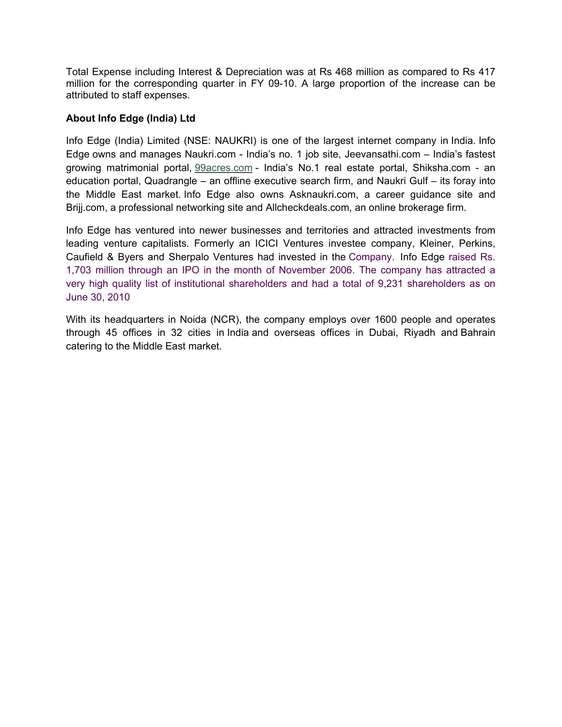Total Expense including Interest & Depreciation was at Rs 468 million as compared to Rs 417 million for the corresponding quarter in FY 09-10. A large proportion of the increase can be attributed to staff expenses.

**About Info Edge (India) Ltd**

Info Edge (India) Limited (NSE: NAUKRI) is one of the largest internet company in India. Info Edge owns and manages Naukri.com - India's no. 1 job site, Jeevansathi.com – India's fastest growing matrimonial portal, 99acres.com - India's No.1 real estate portal, Shiksha.com - an education portal, Quadrangle – an offline executive search firm, and Naukri Gulf – its foray into the Middle East market. Info Edge also owns Asknaukri.com, a career guidance site and Brijj.com, a professional networking site and Allcheckdeals.com, an online brokerage firm.

Info Edge has ventured into newer businesses and territories and attracted investments from leading venture capitalists. Formerly an ICICI Ventures investee company, Kleiner, Perkins, Caufield & Byers and Sherpalo Ventures had invested in the Company. Info Edge raised Rs. 1,703 million through an IPO in the month of November 2006. The company has attracted a very high quality list of institutional shareholders and had a total of 9,231 shareholders as on June 30, 2010

With its headquarters in Noida (NCR), the company employs over 1600 people and operates through 45 offices in 32 cities in India and overseas offices in Dubai, Riyadh and Bahrain catering to the Middle East market.